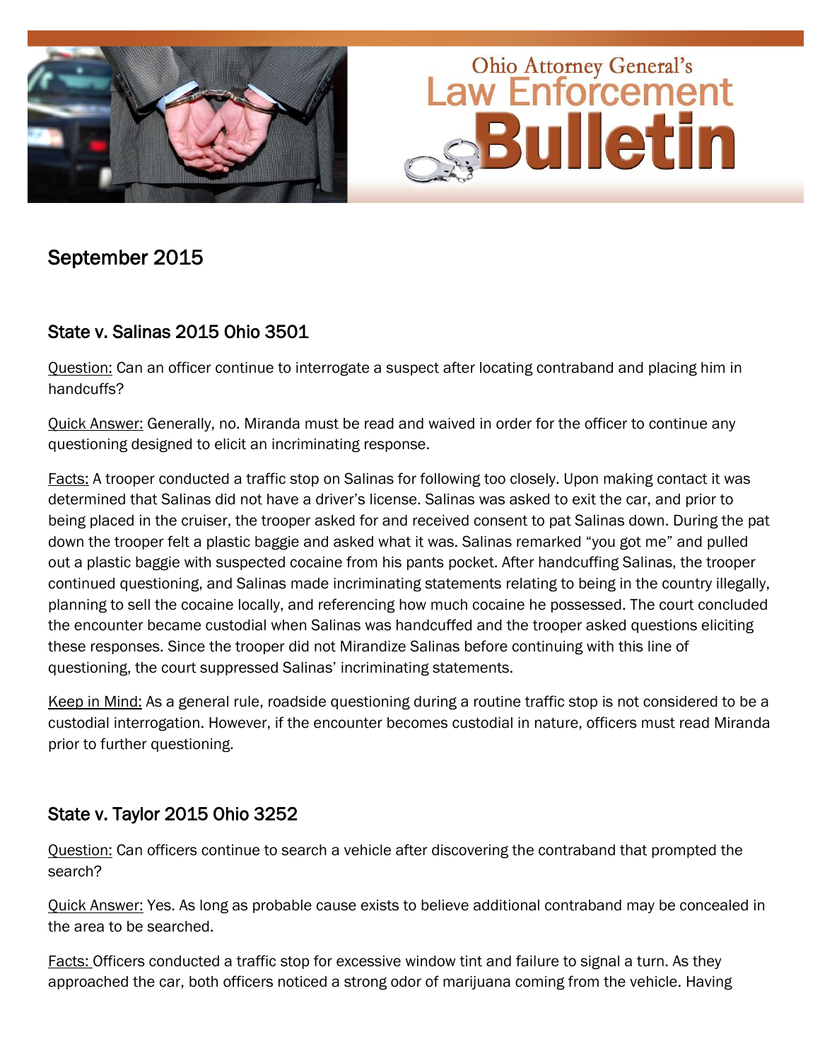# Ohio Attorney General's Law Enforcement Bulletin

## September 2015

### State v. Salinas 2015 Ohio 3501

Question: Can an officer continue to interrogate a suspect after locating contraband and placing him in handcuffs?

Quick Answer: Generally, no. Miranda must be read and waived in order for the officer to continue any questioning designed to elicit an incriminating response.

Facts: A trooper conducted a traffic stop on Salinas for following too closely. Upon making contact it was determined that Salinas did not have a driver's license. Salinas was asked to exit the car, and prior to being placed in the cruiser, the trooper asked for and received consent to pat Salinas down. During the pat down the trooper felt a plastic baggie and asked what it was. Salinas remarked "you got me" and pulled out a plastic baggie with suspected cocaine from his pants pocket. After handcuffing Salinas, the trooper continued questioning, and Salinas made incriminating statements relating to being in the country illegally, planning to sell the cocaine locally, and referencing how much cocaine he possessed. The court concluded the encounter became custodial when Salinas was handcuffed and the trooper asked questions eliciting these responses. Since the trooper did not Mirandize Salinas before continuing with this line of questioning, the court suppressed Salinas' incriminating statements.

Keep in Mind: As a general rule, roadside questioning during a routine traffic stop is not considered to be a custodial interrogation. However, if the encounter becomes custodial in nature, officers must read Miranda prior to further questioning.

### State v. Taylor 2015 Ohio 3252

Question: Can officers continue to search a vehicle after discovering the contraband that prompted the search?

Quick Answer: Yes. As long as probable cause exists to believe additional contraband may be concealed in the area to be searched.

Facts: Officers conducted a traffic stop for excessive window tint and failure to signal a turn. As they approached the car, both officers noticed a strong odor of marijuana coming from the vehicle. Having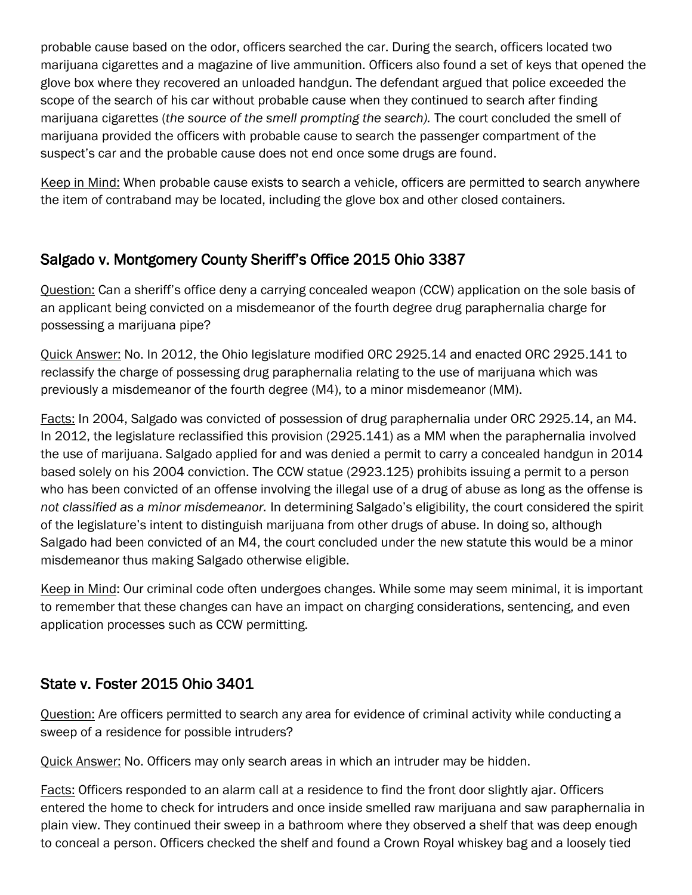probable cause based on the odor, officers searched the car. During the search, officers located two marijuana cigarettes and a magazine of live ammunition. Officers also found a set of keys that opened the glove box where they recovered an unloaded handgun. The defendant argued that police exceeded the scope of the search of his car without probable cause when they continued to search after finding marijuana cigarettes (*the source of the smell prompting the search).* The court concluded the smell of marijuana provided the officers with probable cause to search the passenger compartment of the suspect's car and the probable cause does not end once some drugs are found.

<u>Keep in Mind:</u> When probable cause exists to search a vehicle, officers are permitted to search anywhere the item of contraband may be located, including the glove box and other closed containers.

## Salgado v. Montgomery County Sheriff's Office 2015 Ohio 3387

<u>Question:</u> Can a sheriff's office deny a carrying concealed weapon (CCW) application on the sole basis of an applicant being convicted on a misdemeanor of the fourth degree drug paraphernalia charge for possessing a marijuana pipe?

<u>Quick Answer:</u> No. In 2012, the Ohio legislature modified ORC 2925.14 and enacted ORC 2925.141 to reclassify the charge of possessing drug paraphernalia relating to the use of marijuana which was previously a misdemeanor of the fourth degree (M4), to a minor misdemeanor (MM).

<u>Facts:</u> In 2004, Salgado was convicted of possession of drug paraphernalia under ORC 2925.14, an M4. In 2012, the legislature reclassified this provision (2925.141) as a MM when the paraphernalia involved the use of marijuana. Salgado applied for and was denied a permit to carry a concealed handgun in 2014 based solely on his 2004 conviction. The CCW statue (2923.125) prohibits issuing a permit to a person who has been convicted of an offense involving the illegal use of a drug of abuse as long as the offense is *not classified as a minor misdemeanor.* In determining Salgado's eligibility, the court considered the spirit of the legislature's intent to distinguish marijuana from other drugs of abuse. In doing so, although Salgado had been convicted of an M4, the court concluded under the new statute this would be a minor misdemeanor thus making Salgado otherwise eligible.

<u>Keep in Mind</u>: Our criminal code often undergoes changes. While some may seem minimal, it is important to remember that these changes can have an impact on charging considerations, sentencing, and even application processes such as CCW permitting.

## State v. Foster 2015 Ohio 3401

<u>Question:</u> Are officers permitted to search any area for evidence of criminal activity while conducting a sweep of a residence for possible intruders?

<u>Quick Answer:</u> No. Officers may only search areas in which an intruder may be hidden.

<u>Facts:</u> Officers responded to an alarm call at a residence to find the front door slightly ajar. Officers entered the home to check for intruders and once inside smelled raw marijuana and saw paraphernalia in plain view. They continued their sweep in a bathroom where they observed a shelf that was deep enough to conceal a person. Officers checked the shelf and found a Crown Royal whiskey bag and a loosely tied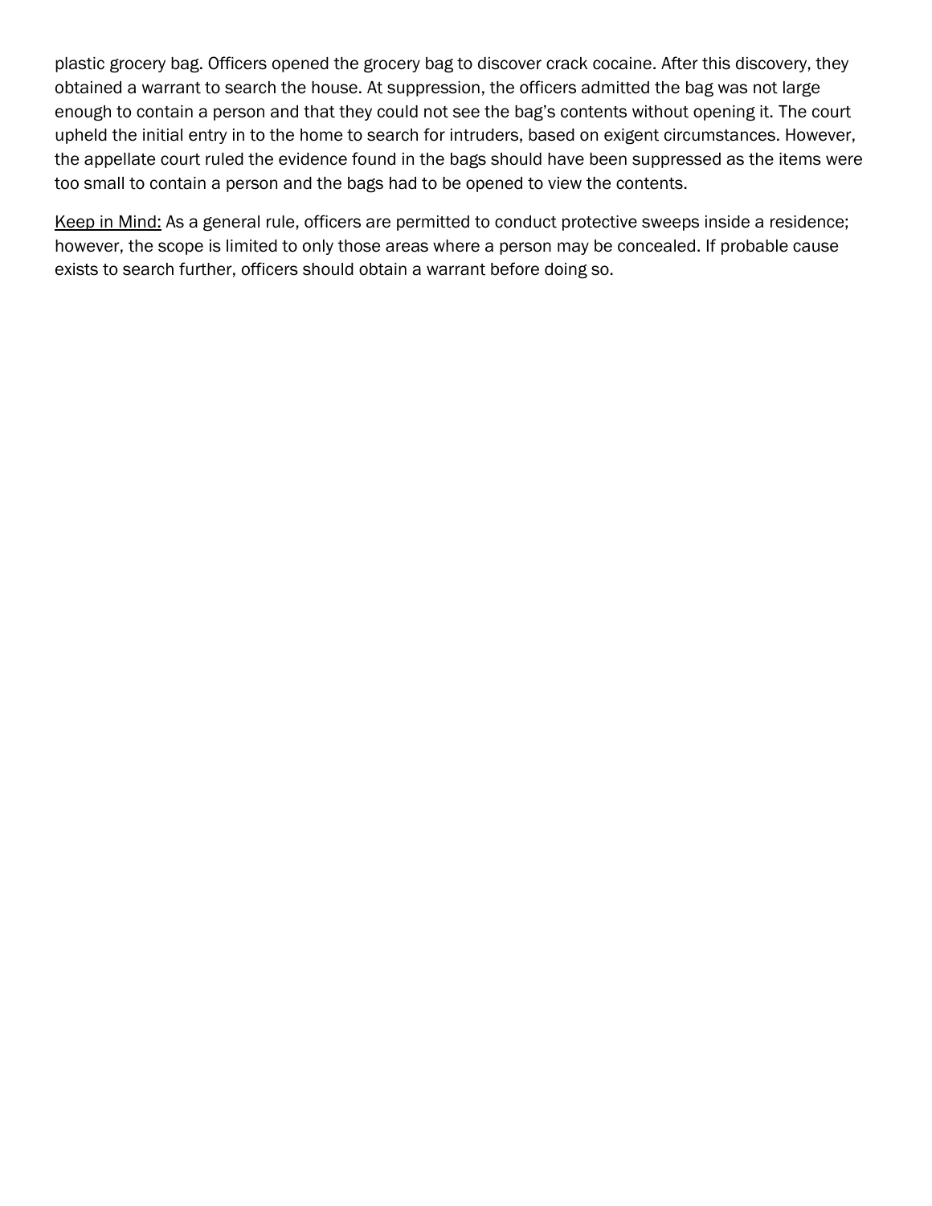plastic grocery bag. Officers opened the grocery bag to discover crack cocaine. After this discovery, they obtained a warrant to search the house. At suppression, the officers admitted the bag was not large enough to contain a person and that they could not see the bag's contents without opening it. The court upheld the initial entry in to the home to search for intruders, based on exigent circumstances. However, the appellate court ruled the evidence found in the bags should have been suppressed as the items were too small to contain a person and the bags had to be opened to view the contents.

<u>Keep in Mind:</u> As a general rule, officers are permitted to conduct protective sweeps inside a residence; however, the scope is limited to only those areas where a person may be concealed. If probable cause exists to search further, officers should obtain a warrant before doing so.